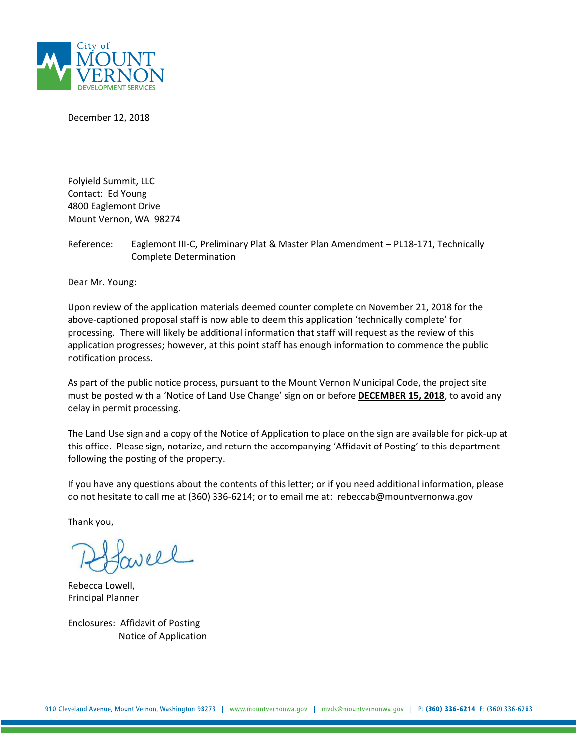City of
MOUNT VERNON
DEVELOPMENT SERVICES

December 12, 2018

Polyield Summit, LLC
Contact: Ed Young
4800 Eaglemont Drive
Mount Vernon, WA 98274

Reference: Eaglemont III-C, Preliminary Plat & Master Plan Amendment – PL18-171, Technically Complete Determination

Dear Mr. Young:

Upon review of the application materials deemed counter complete on November 21, 2018 for the above-captioned proposal staff is now able to deem this application 'technically complete' for processing. There will likely be additional information that staff will request as the review of this application progresses; however, at this point staff has enough information to commence the public notification process.

As part of the public notice process, pursuant to the Mount Vernon Municipal Code, the project site must be posted with a 'Notice of Land Use Change' sign on or before **DECEMBER 15, 2018**, to avoid any delay in permit processing.

The Land Use sign and a copy of the Notice of Application to place on the sign are available for pick-up at this office. Please sign, notarize, and return the accompanying 'Affidavit of Posting' to this department following the posting of the property.

If you have any questions about the contents of this letter; or if you need additional information, please do not hesitate to call me at (360) 336-6214; or to email me at: rebeccab@mountvernonwa.gov

Thank you,

Rebecca Lowell,
Principal Planner

Enclosures: Affidavit of Posting
Notice of Application

910 Cleveland Avenue, Mount Vernon, Washington 98273 | www.mountvernonwa.gov | mvds@mountvernonwa.gov | P: (360) 336-6214 F: (360) 336-6283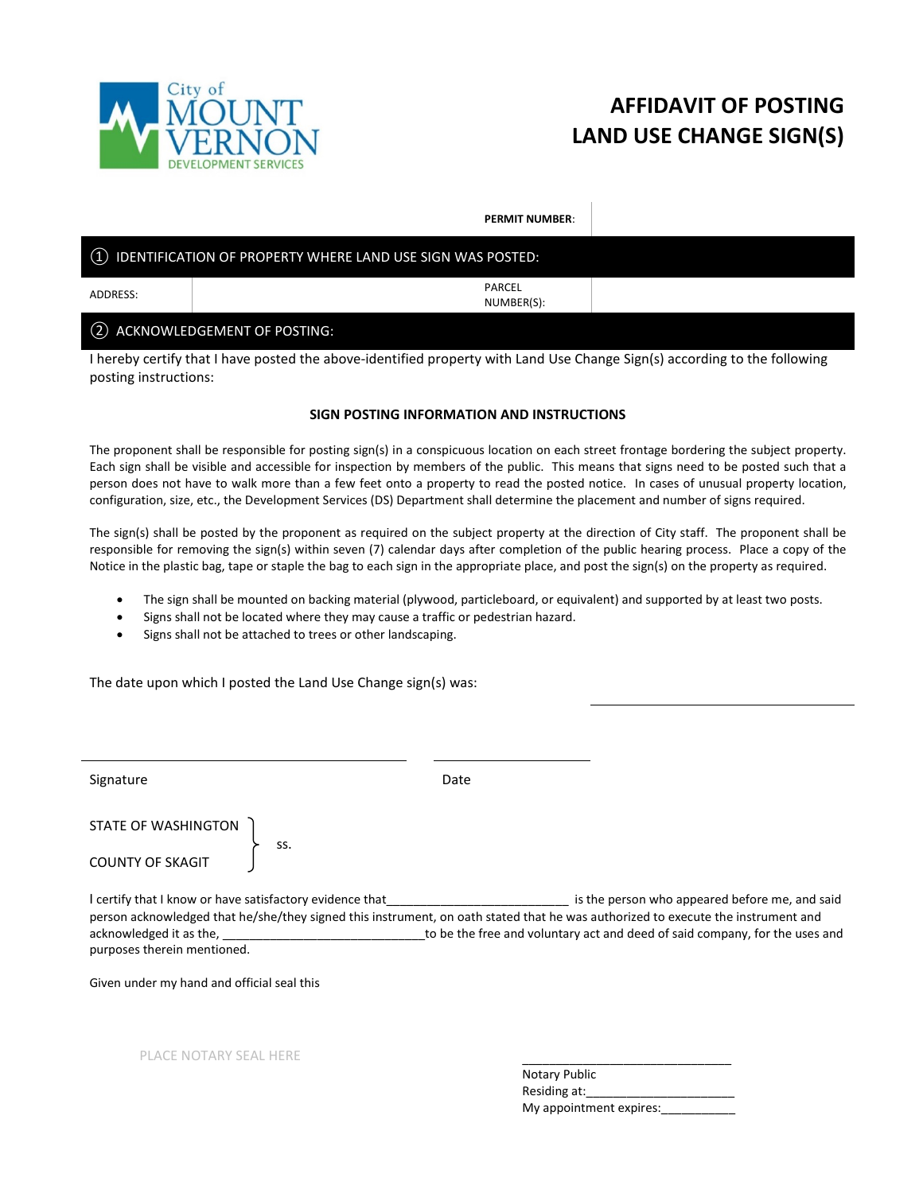City of MOUNT VERNON DEVELOPMENT SERVICES

# AFFIDAVIT OF POSTING LAND USE CHANGE SIGN(S)

| | | **PERMIT NUMBER**: | |
|---|---|---|---|

## ① IDENTIFICATION OF PROPERTY WHERE LAND USE SIGN WAS POSTED:

| ADDRESS: | | PARCEL NUMBER(S): | |
|---|---|---|---|

## ② ACKNOWLEDGEMENT OF POSTING:

I hereby certify that I have posted the above-identified property with Land Use Change Sign(s) according to the following posting instructions:

### SIGN POSTING INFORMATION AND INSTRUCTIONS

The proponent shall be responsible for posting sign(s) in a conspicuous location on each street frontage bordering the subject property. Each sign shall be visible and accessible for inspection by members of the public. This means that signs need to be posted such that a person does not have to walk more than a few feet onto a property to read the posted notice. In cases of unusual property location, configuration, size, etc., the Development Services (DS) Department shall determine the placement and number of signs required.

The sign(s) shall be posted by the proponent as required on the subject property at the direction of City staff. The proponent shall be responsible for removing the sign(s) within seven (7) calendar days after completion of the public hearing process. Place a copy of the Notice in the plastic bag, tape or staple the bag to each sign in the appropriate place, and post the sign(s) on the property as required.

- The sign shall be mounted on backing material (plywood, particleboard, or equivalent) and supported by at least two posts.
- Signs shall not be located where they may cause a traffic or pedestrian hazard.
- Signs shall not be attached to trees or other landscaping.

The date upon which I posted the Land Use Change sign(s) was: ____________________

________________________________ ____________________

Signature Date

STATE OF WASHINGTON }
} ss.
COUNTY OF SKAGIT }

I certify that I know or have satisfactory evidence that__________________________ is the person who appeared before me, and said person acknowledged that he/she/they signed this instrument, on oath stated that he was authorized to execute the instrument and acknowledged it as the, ______________________________to be the free and voluntary act and deed of said company, for the uses and purposes therein mentioned.

Given under my hand and official seal this

PLACE NOTARY SEAL HERE

______________________________
Notary Public
Residing at:______________________
My appointment expires:___________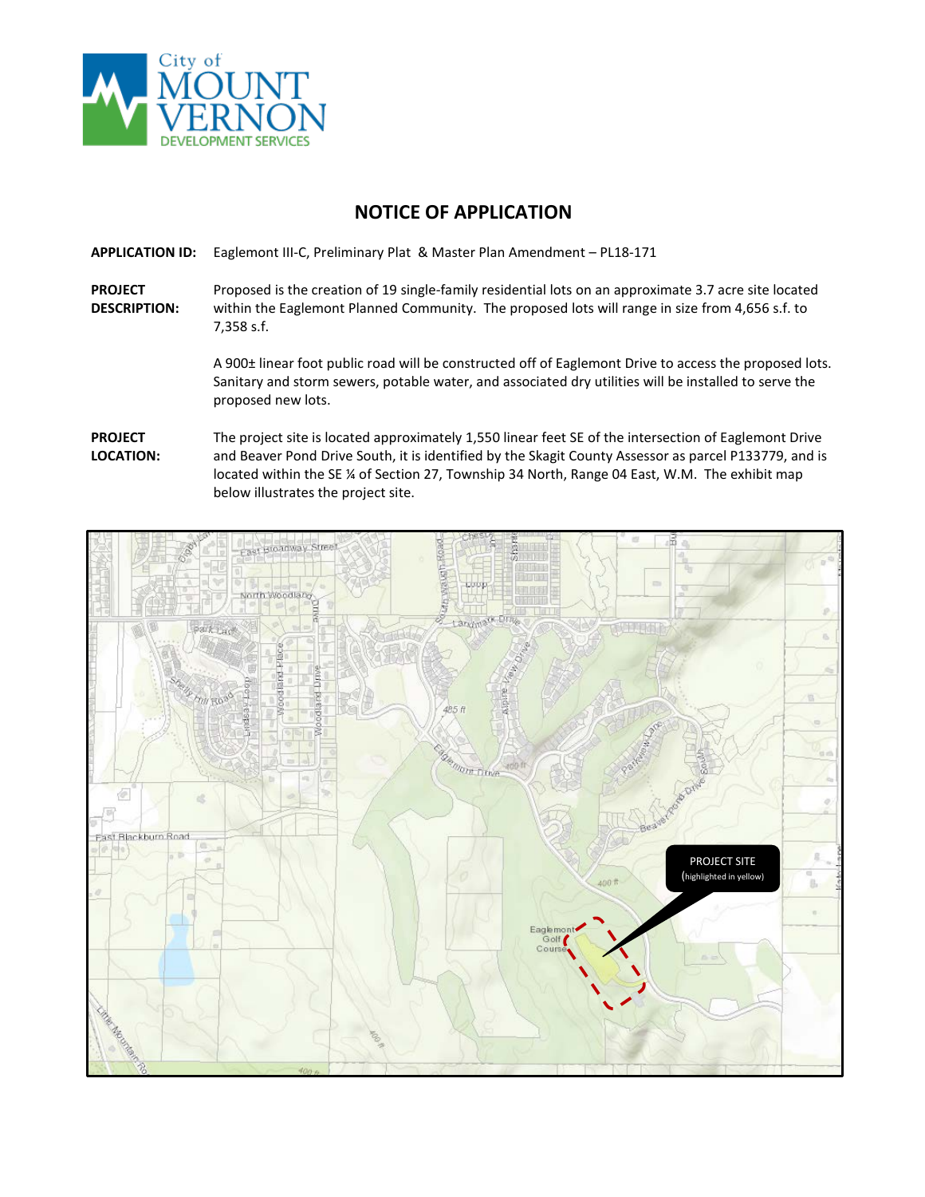# NOTICE OF APPLICATION

**APPLICATION ID:** Eaglemont III-C, Preliminary Plat & Master Plan Amendment – PL18-171

**PROJECT DESCRIPTION:** Proposed is the creation of 19 single-family residential lots on an approximate 3.7 acre site located within the Eaglemont Planned Community. The proposed lots will range in size from 4,656 s.f. to 7,358 s.f.

A 900± linear foot public road will be constructed off of Eaglemont Drive to access the proposed lots. Sanitary and storm sewers, potable water, and associated dry utilities will be installed to serve the proposed new lots.

**PROJECT LOCATION:** The project site is located approximately 1,550 linear feet SE of the intersection of Eaglemont Drive and Beaver Pond Drive South, it is identified by the Skagit County Assessor as parcel P133779, and is located within the SE ¼ of Section 27, Township 34 North, Range 04 East, W.M. The exhibit map below illustrates the project site.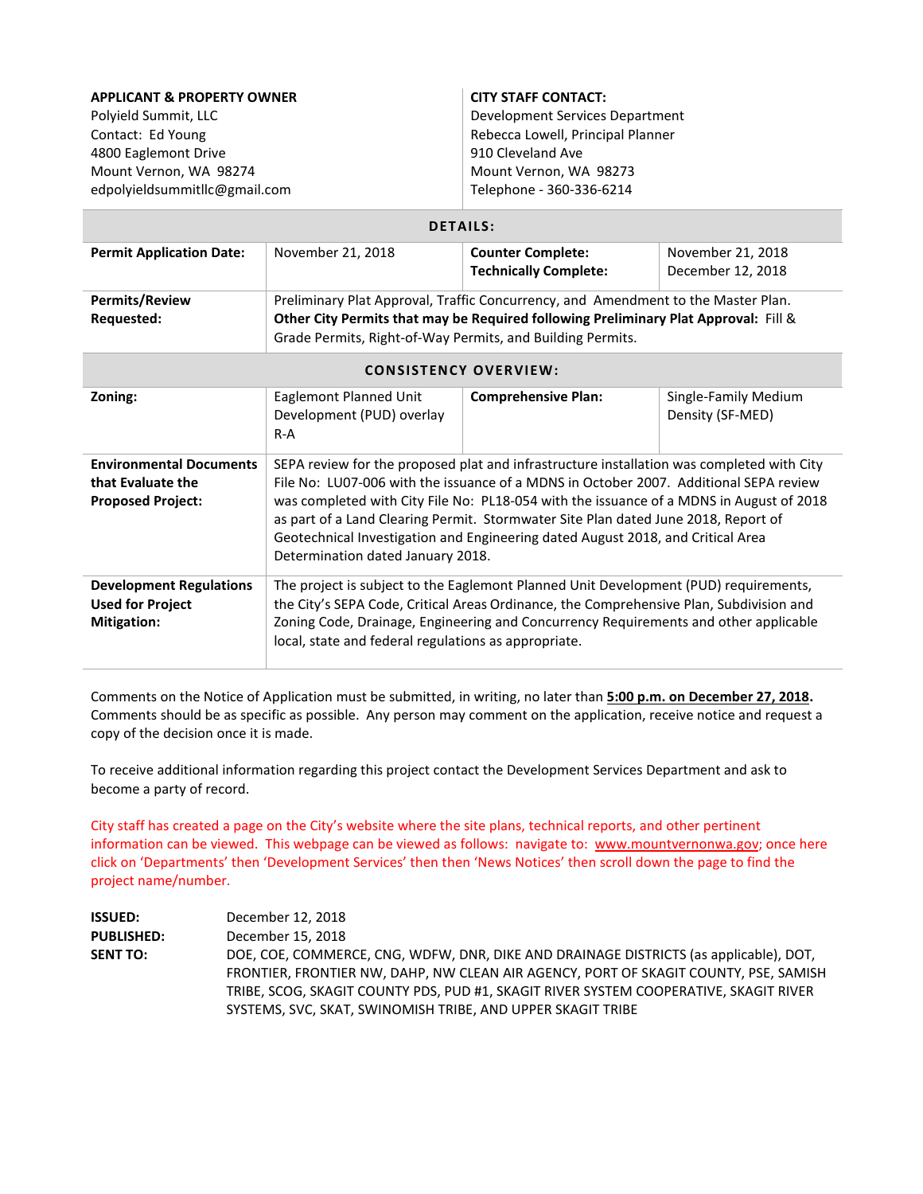| | |
|---|---|
| **APPLICANT & PROPERTY OWNER**<br>Polyield Summit, LLC<br>Contact: Ed Young<br>4800 Eaglemont Drive<br>Mount Vernon, WA 98274<br>edpolyieldsummitllc@gmail.com | **CITY STAFF CONTACT:**<br>Development Services Department<br>Rebecca Lowell, Principal Planner<br>910 Cleveland Ave<br>Mount Vernon, WA 98273<br>Telephone - 360-336-6214 |

| **DETAILS:** | | | |
|---|---|---|---|
| **Permit Application Date:** | November 21, 2018 | **Counter Complete:**<br>**Technically Complete:** | November 21, 2018<br>December 12, 2018 |
| **Permits/Review Requested:** | Preliminary Plat Approval, Traffic Concurrency, and Amendment to the Master Plan. **Other City Permits that may be Required following Preliminary Plat Approval:** Fill & Grade Permits, Right-of-Way Permits, and Building Permits. | | |

| **CONSISTENCY OVERVIEW:** | | | |
|---|---|---|---|
| **Zoning:** | Eaglemont Planned Unit Development (PUD) overlay R-A | **Comprehensive Plan:** | Single-Family Medium Density (SF-MED) |
| **Environmental Documents that Evaluate the Proposed Project:** | SEPA review for the proposed plat and infrastructure installation was completed with City File No: LU07-006 with the issuance of a MDNS in October 2007. Additional SEPA review was completed with City File No: PL18-054 with the issuance of a MDNS in August of 2018 as part of a Land Clearing Permit. Stormwater Site Plan dated June 2018, Report of Geotechnical Investigation and Engineering dated August 2018, and Critical Area Determination dated January 2018. | | |
| **Development Regulations Used for Project Mitigation:** | The project is subject to the Eaglemont Planned Unit Development (PUD) requirements, the City's SEPA Code, Critical Areas Ordinance, the Comprehensive Plan, Subdivision and Zoning Code, Drainage, Engineering and Concurrency Requirements and other applicable local, state and federal regulations as appropriate. | | |

Comments on the Notice of Application must be submitted, in writing, no later than **5:00 p.m. on December 27, 2018**. Comments should be as specific as possible. Any person may comment on the application, receive notice and request a copy of the decision once it is made.

To receive additional information regarding this project contact the Development Services Department and ask to become a party of record.

City staff has created a page on the City's website where the site plans, technical reports, and other pertinent information can be viewed. This webpage can be viewed as follows: navigate to: www.mountvernonwa.gov; once here click on 'Departments' then 'Development Services' then then 'News Notices' then scroll down the page to find the project name/number.

**ISSUED:** December 12, 2018
**PUBLISHED:** December 15, 2018
**SENT TO:** DOE, COE, COMMERCE, CNG, WDFW, DNR, DIKE AND DRAINAGE DISTRICTS (as applicable), DOT, FRONTIER, FRONTIER NW, DAHP, NW CLEAN AIR AGENCY, PORT OF SKAGIT COUNTY, PSE, SAMISH TRIBE, SCOG, SKAGIT COUNTY PDS, PUD #1, SKAGIT RIVER SYSTEM COOPERATIVE, SKAGIT RIVER SYSTEMS, SVC, SKAT, SWINOMISH TRIBE, AND UPPER SKAGIT TRIBE